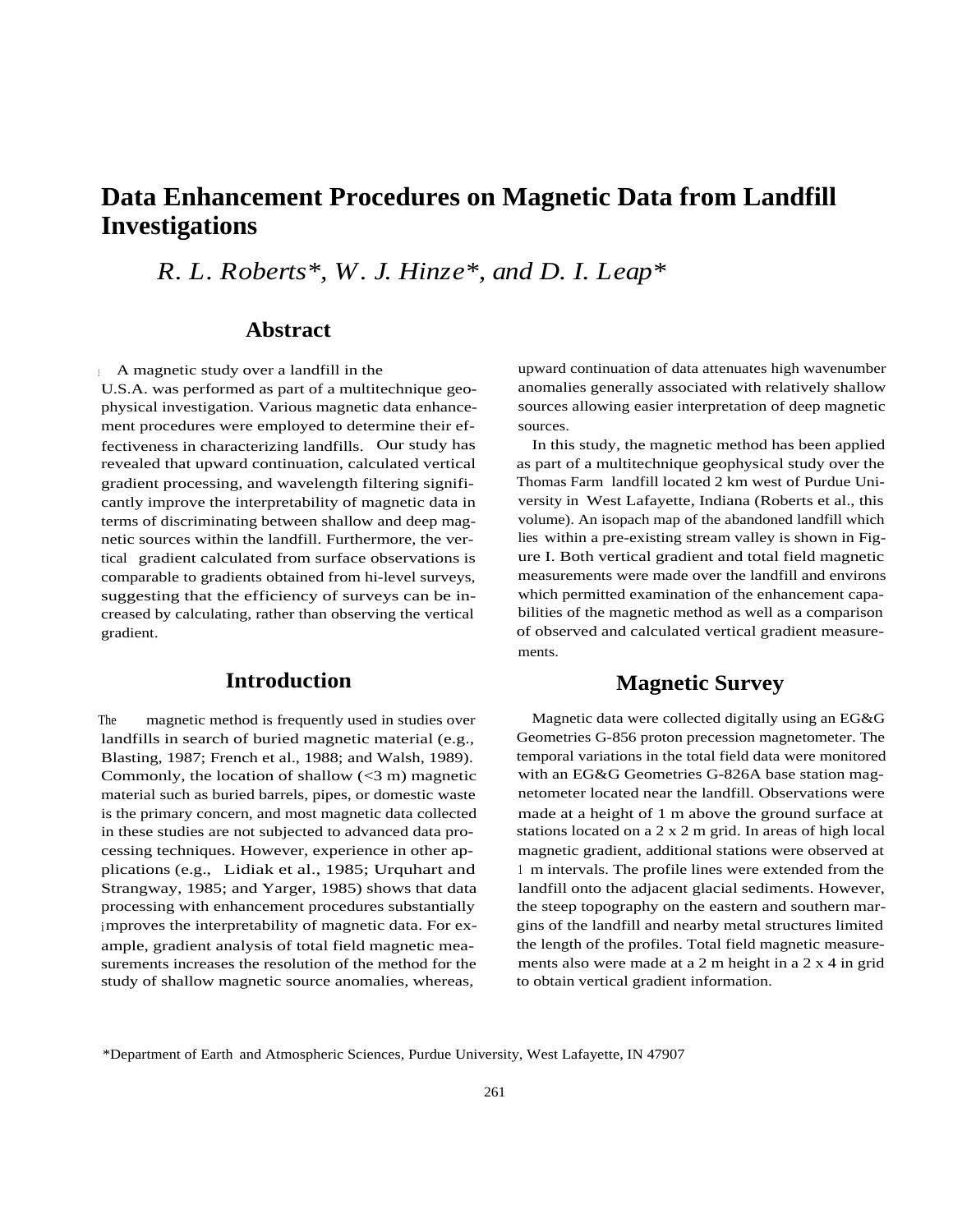# Data Enhancement Procedures on Magnetic Data from Landfill Investigations

*R. L. Roberts\*, W. J. Hinze\*, and D. I. Leap\**

## Abstract

A magnetic study over a landfill in the U.S.A. was performed as part of a multitechnique geophysical investigation. Various magnetic data enhancement procedures were employed to determine their effectiveness in characterizing landfills. Our study has revealed that upward continuation, calculated vertical gradient processing, and wavelength filtering significantly improve the interpretability of magnetic data in terms of discriminating between shallow and deep magnetic sources within the landfill. Furthermore, the vertical gradient calculated from surface observations is comparable to gradients obtained from hi-level surveys, suggesting that the efficiency of surveys can be increased by calculating, rather than observing the vertical gradient.

## Introduction

The magnetic method is frequently used in studies over landfills in search of buried magnetic material (e.g., Blasting, 1987; French et al., 1988; and Walsh, 1989). Commonly, the location of shallow (<3 m) magnetic material such as buried barrels, pipes, or domestic waste is the primary concern, and most magnetic data collected in these studies are not subjected to advanced data processing techniques. However, experience in other applications (e.g., Lidiak et al., 1985; Urquhart and Strangway, 1985; and Yarger, 1985) shows that data processing with enhancement procedures substantially improves the interpretability of magnetic data. For example, gradient analysis of total field magnetic measurements increases the resolution of the method for the study of shallow magnetic source anomalies, whereas, upward continuation of data attenuates high wavenumber anomalies generally associated with relatively shallow sources allowing easier interpretation of deep magnetic sources.

In this study, the magnetic method has been applied as part of a multitechnique geophysical study over the Thomas Farm landfill located 2 km west of Purdue University in West Lafayette, Indiana (Roberts et al., this volume). An isopach map of the abandoned landfill which lies within a pre-existing stream valley is shown in Figure I. Both vertical gradient and total field magnetic measurements were made over the landfill and environs which permitted examination of the enhancement capabilities of the magnetic method as well as a comparison of observed and calculated vertical gradient measurements.

## Magnetic Survey

Magnetic data were collected digitally using an EG&G Geometries G-856 proton precession magnetometer. The temporal variations in the total field data were monitored with an EG&G Geometries G-826A base station magnetometer located near the landfill. Observations were made at a height of 1 m above the ground surface at stations located on a 2 x 2 m grid. In areas of high local magnetic gradient, additional stations were observed at 1 m intervals. The profile lines were extended from the landfill onto the adjacent glacial sediments. However, the steep topography on the eastern and southern margins of the landfill and nearby metal structures limited the length of the profiles. Total field magnetic measurements also were made at a 2 m height in a 2 x 4 in grid to obtain vertical gradient information.

\*Department of Earth and Atmospheric Sciences, Purdue University, West Lafayette, IN 47907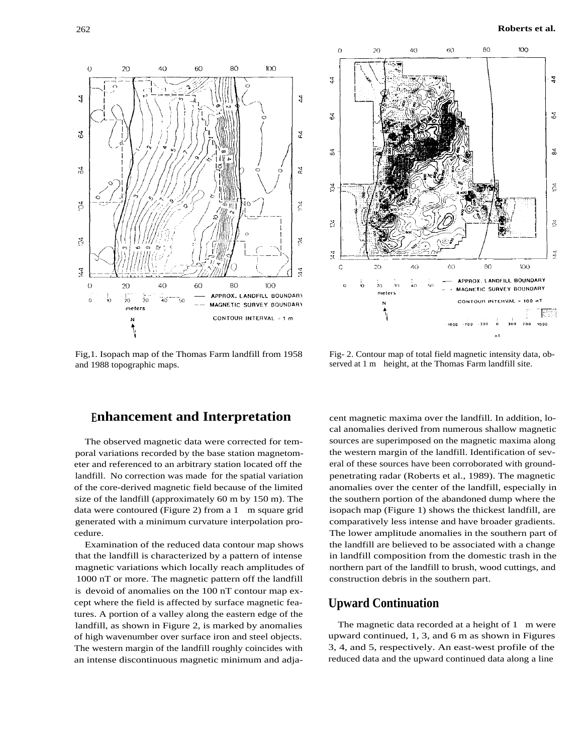Fig,1. Isopach map of the Thomas Farm landfill from 1958 and 1988 topographic maps.

Fig- 2. Contour map of total field magnetic intensity data, observed at 1 m height, at the Thomas Farm landfill site.

## Enhancement and Interpretation

The observed magnetic data were corrected for temporal variations recorded by the base station magnetometer and referenced to an arbitrary station located off the landfill. No correction was made for the spatial variation of the core-derived magnetic field because of the limited size of the landfill (approximately 60 m by 150 m). The data were contoured (Figure 2) from a 1 m square grid generated with a minimum curvature interpolation procedure.

Examination of the reduced data contour map shows that the landfill is characterized by a pattern of intense magnetic variations which locally reach amplitudes of 1000 nT or more. The magnetic pattern off the landfill is devoid of anomalies on the 100 nT contour map except where the field is affected by surface magnetic features. A portion of a valley along the eastern edge of the landfill, as shown in Figure 2, is marked by anomalies of high wavenumber over surface iron and steel objects. The western margin of the landfill roughly coincides with an intense discontinuous magnetic minimum and adjacent magnetic maxima over the landfill. In addition, local anomalies derived from numerous shallow magnetic sources are superimposed on the magnetic maxima along the western margin of the landfill. Identification of several of these sources have been corroborated with ground-penetrating radar (Roberts et al., 1989). The magnetic anomalies over the center of the landfill, especially in the southern portion of the abandoned dump where the isopach map (Figure 1) shows the thickest landfill, are comparatively less intense and have broader gradients. The lower amplitude anomalies in the southern part of the landfill are believed to be associated with a change in landfill composition from the domestic trash in the northern part of the landfill to brush, wood cuttings, and construction debris in the southern part.

## Upward Continuation

The magnetic data recorded at a height of 1 m were upward continued, 1, 3, and 6 m as shown in Figures 3, 4, and 5, respectively. An east-west profile of the reduced data and the upward continued data along a line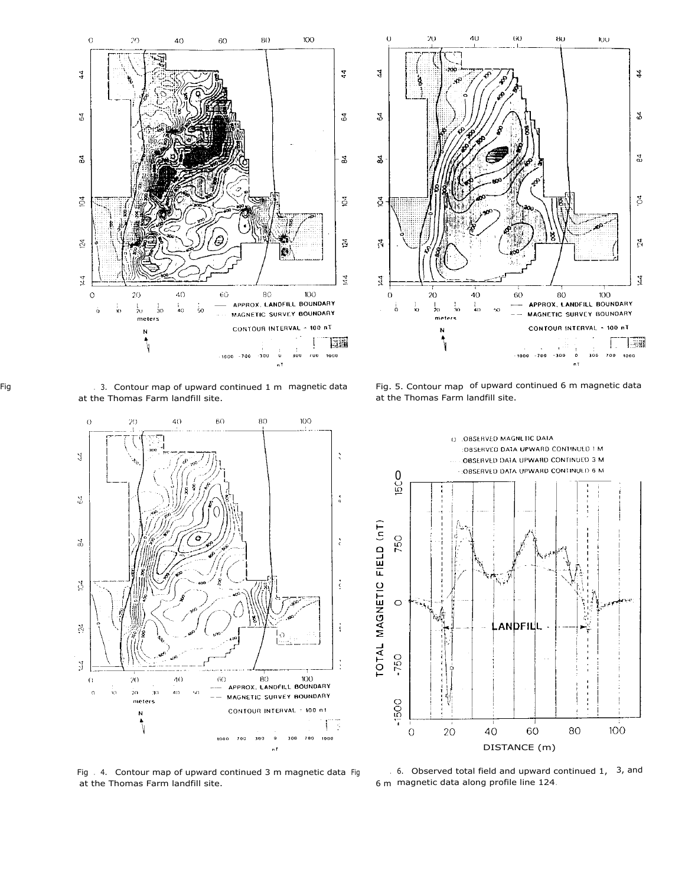0 20 40 60 80 100

44 64 84 104 124 144

APPROX. LANDFILL BOUNDARY

MAGNETIC SURVEY BOUNDARY

meters

CONTOUR INTERVAL - 100 nT

-1000 -700 -300 0 300 700 1000

nT

Fig. 3. Contour map of upward continued 1 m magnetic data at the Thomas Farm landfill site.

0 20 40 60 80 100

44 64 84 104 124 144

APPROX. LANDFILL BOUNDARY

MAGNETIC SURVEY BOUNDARY

meters

CONTOUR INTERVAL - 100 nT

-1000 -700 -300 0 300 700 1000

nT

Fig. 5. Contour map of upward continued 6 m magnetic data at the Thomas Farm landfill site.

0 20 40 60 80 100

44 64 84 104 124 144

APPROX. LANDFILL BOUNDARY

MAGNETIC SURVEY BOUNDARY

meters

CONTOUR INTERVAL - 100 nT

1000 700 300 0 300 700 1000

nT

Fig. 4. Contour map of upward continued 3 m magnetic data at the Thomas Farm landfill site.

OBSERVED MAGNETIC DATA

OBSERVED DATA UPWARD CONTINUED 1 M

OBSERVED DATA UPWARD CONTINUED 3 M

OBSERVED DATA UPWARD CONTINUED 6 M

TOTAL MAGNETIC FIELD (nT)

1500 750 0 -750 -1500

LANDFILL

0 20 40 60 80 100

DISTANCE (m)

Fig. 6. Observed total field and upward continued 1, 3, and 6 m magnetic data along profile line 124.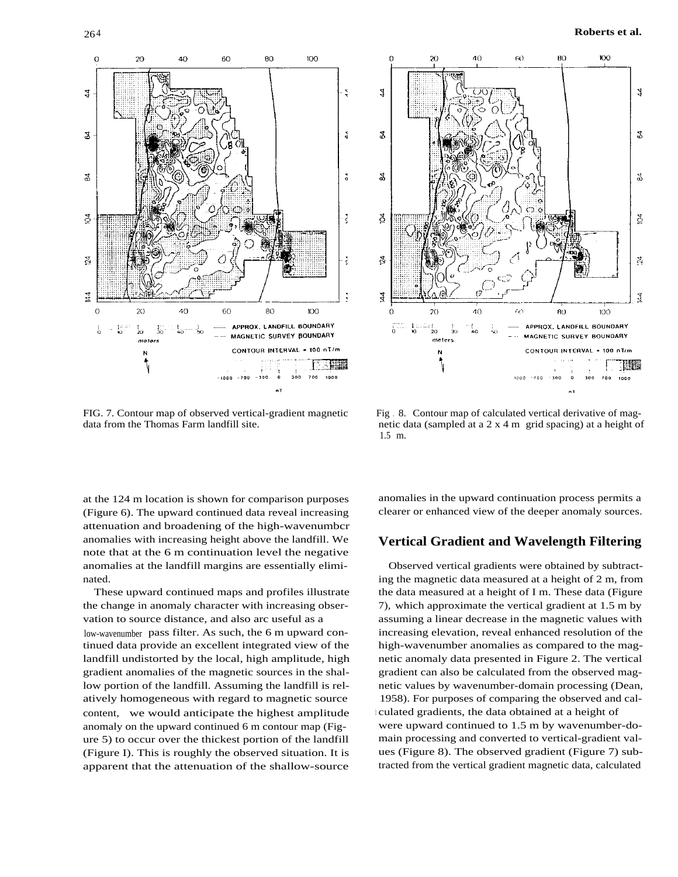APPROX. LANDFILL BOUNDARY
MAGNETIC SURVEY BOUNDARY
CONTOUR INTERVAL = 100 nT/m
meters
N
-1000 -700 -300 0 300 700 1000
nT

FIG. 7. Contour map of observed vertical-gradient magnetic data from the Thomas Farm landfill site.

APPROX. LANDFILL BOUNDARY
MAGNETIC SURVEY BOUNDARY
CONTOUR INTERVAL = 100 nT/m
meters
N
1000 -700 -300 0 300 700 1000
nT

Fig. 8. Contour map of calculated vertical derivative of magnetic data (sampled at a 2 x 4 m grid spacing) at a height of 1.5 m.

at the 124 m location is shown for comparison purposes (Figure 6). The upward continued data reveal increasing attenuation and broadening of the high-wavenumbcr anomalies with increasing height above the landfill. We note that at the 6 m continuation level the negative anomalies at the landfill margins are essentially eliminated.

These upward continued maps and profiles illustrate the change in anomaly character with increasing observation to source distance, and also arc useful as a low-wavenumber pass filter. As such, the 6 m upward continued data provide an excellent integrated view of the landfill undistorted by the local, high amplitude, high gradient anomalies of the magnetic sources in the shallow portion of the landfill. Assuming the landfill is relatively homogeneous with regard to magnetic source content, we would anticipate the highest amplitude anomaly on the upward continued 6 m contour map (Figure 5) to occur over the thickest portion of the landfill (Figure I). This is roughly the observed situation. It is apparent that the attenuation of the shallow-source anomalies in the upward continuation process permits a clearer or enhanced view of the deeper anomaly sources.

## Vertical Gradient and Wavelength Filtering

Observed vertical gradients were obtained by subtracting the magnetic data measured at a height of 2 m, from the data measured at a height of I m. These data (Figure 7), which approximate the vertical gradient at 1.5 m by assuming a linear decrease in the magnetic values with increasing elevation, reveal enhanced resolution of the high-wavenumber anomalies as compared to the magnetic anomaly data presented in Figure 2. The vertical gradient can also be calculated from the observed magnetic values by wavenumber-domain processing (Dean, 1958). For purposes of comparing the observed and calculated gradients, the data obtained at a height of were upward continued to 1.5 m by wavenumber-domain processing and converted to vertical-gradient values (Figure 8). The observed gradient (Figure 7) subtracted from the vertical gradient magnetic data, calculated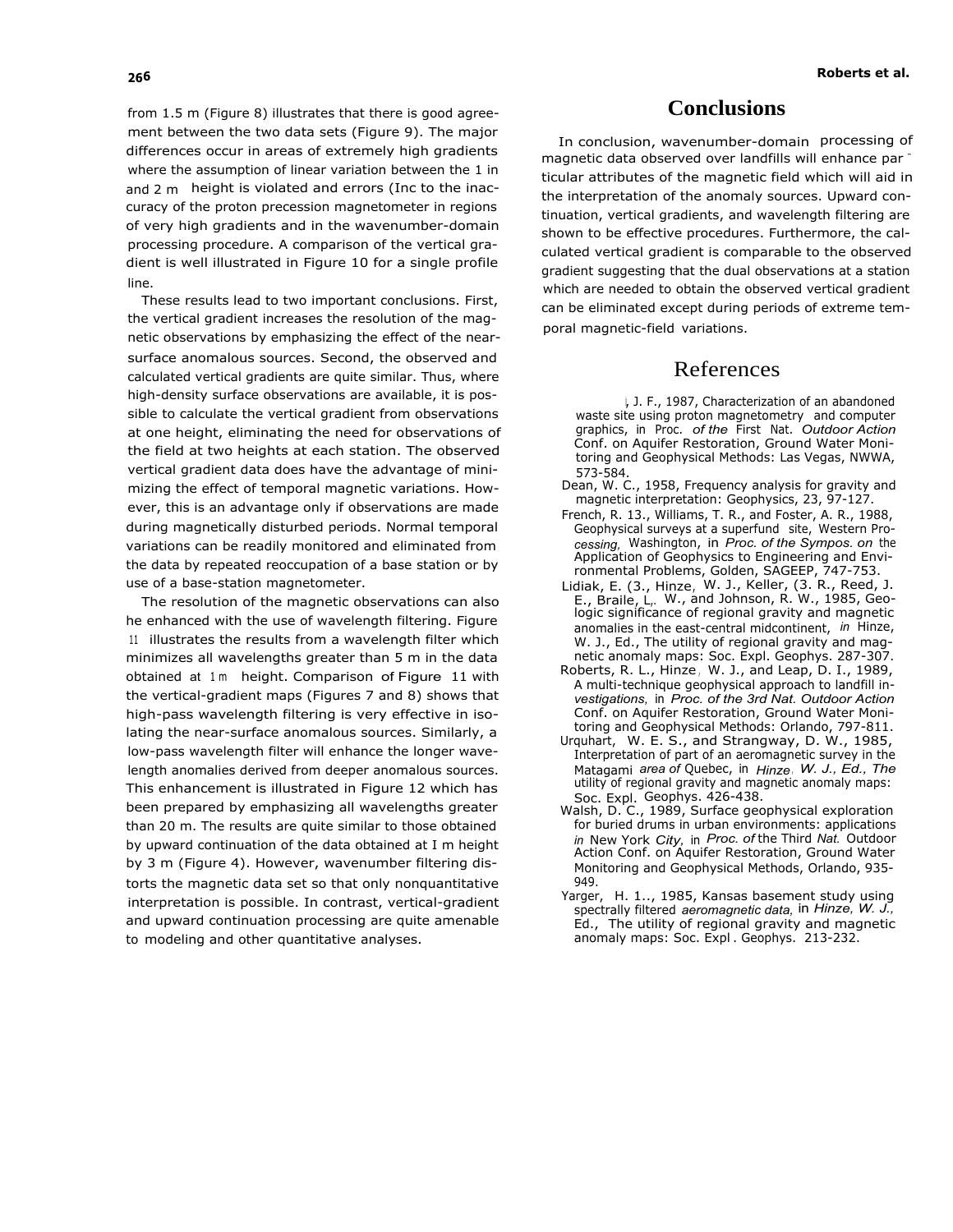from 1.5 m (Figure 8) illustrates that there is good agreement between the two data sets (Figure 9). The major differences occur in areas of extremely high gradients where the assumption of linear variation between the 1 in and 2 m height is violated and errors (Inc to the inaccuracy of the proton precession magnetometer in regions of very high gradients and in the wavenumber-domain processing procedure. A comparison of the vertical gradient is well illustrated in Figure 10 for a single profile line.

These results lead to two important conclusions. First, the vertical gradient increases the resolution of the magnetic observations by emphasizing the effect of the near-surface anomalous sources. Second, the observed and calculated vertical gradients are quite similar. Thus, where high-density surface observations are available, it is possible to calculate the vertical gradient from observations at one height, eliminating the need for observations of the field at two heights at each station. The observed vertical gradient data does have the advantage of minimizing the effect of temporal magnetic variations. However, this is an advantage only if observations are made during magnetically disturbed periods. Normal temporal variations can be readily monitored and eliminated from the data by repeated reoccupation of a base station or by use of a base-station magnetometer.

The resolution of the magnetic observations can also he enhanced with the use of wavelength filtering. Figure 11 illustrates the results from a wavelength filter which minimizes all wavelengths greater than 5 m in the data obtained at 1 m height. Comparison of Figure 11 with the vertical-gradient maps (Figures 7 and 8) shows that high-pass wavelength filtering is very effective in isolating the near-surface anomalous sources. Similarly, a low-pass wavelength filter will enhance the longer wavelength anomalies derived from deeper anomalous sources. This enhancement is illustrated in Figure 12 which has been prepared by emphasizing all wavelengths greater than 20 m. The results are quite similar to those obtained by upward continuation of the data obtained at I m height by 3 m (Figure 4). However, wavenumber filtering distorts the magnetic data set so that only nonquantitative interpretation is possible. In contrast, vertical-gradient and upward continuation processing are quite amenable to modeling and other quantitative analyses.

# Conclusions

In conclusion, wavenumber-domain processing of magnetic data observed over landfills will enhance particular attributes of the magnetic field which will aid in the interpretation of the anomaly sources. Upward continuation, vertical gradients, and wavelength filtering are shown to be effective procedures. Furthermore, the calculated vertical gradient is comparable to the observed gradient suggesting that the dual observations at a station which are needed to obtain the observed vertical gradient can be eliminated except during periods of extreme temporal magnetic-field variations.

# References

, J. F., 1987, Characterization of an abandoned waste site using proton magnetometry and computer graphics, in Proc. *of the* First Nat. *Outdoor Action* Conf. on Aquifer Restoration, Ground Water Monitoring and Geophysical Methods: Las Vegas, NWWA, 573-584.

Dean, W. C., 1958, Frequency analysis for gravity and magnetic interpretation: Geophysics, 23, 97-127.

French, R. 13., Williams, T. R., and Foster, A. R., 1988, Geophysical surveys at a superfund site, Western Processing, Washington, in *Proc. of the Sympos. on* the Application of Geophysics to Engineering and Environmental Problems, Golden, SAGEEP, 747-753.

Lidiak, E. (3., Hinze, W. J., Keller, (3. R., Reed, J. E., Braile, L. W., and Johnson, R. W., 1985, Geologic significance of regional gravity and magnetic anomalies in the east-central midcontinent, *in* Hinze, W. J., Ed., The utility of regional gravity and magnetic anomaly maps: Soc. Expl. Geophys. 287-307.

Roberts, R. L., Hinze, W. J., and Leap, D. I., 1989, A multi-technique geophysical approach to landfill investigations, in *Proc. of the 3rd Nat. Outdoor Action* Conf. on Aquifer Restoration, Ground Water Monitoring and Geophysical Methods: Orlando, 797-811.

Urquhart, W. E. S., and Strangway, D. W., 1985, Interpretation of part of an aeromagnetic survey in the Matagami *area of* Quebec, in *Hinze, W. J., Ed., The* utility of regional gravity and magnetic anomaly maps: Soc. Expl. Geophys. 426-438.

Walsh, D. C., 1989, Surface geophysical exploration for buried drums in urban environments: applications *in* New York *City*, in *Proc. of* the Third *Nat.* Outdoor Action Conf. on Aquifer Restoration, Ground Water Monitoring and Geophysical Methods, Orlando, 935-949.

Yarger, H. 1.., 1985, Kansas basement study using spectrally filtered *aeromagnetic data*, in *Hinze, W. J.*, Ed., The utility of regional gravity and magnetic anomaly maps: Soc. Expl. Geophys. 213-232.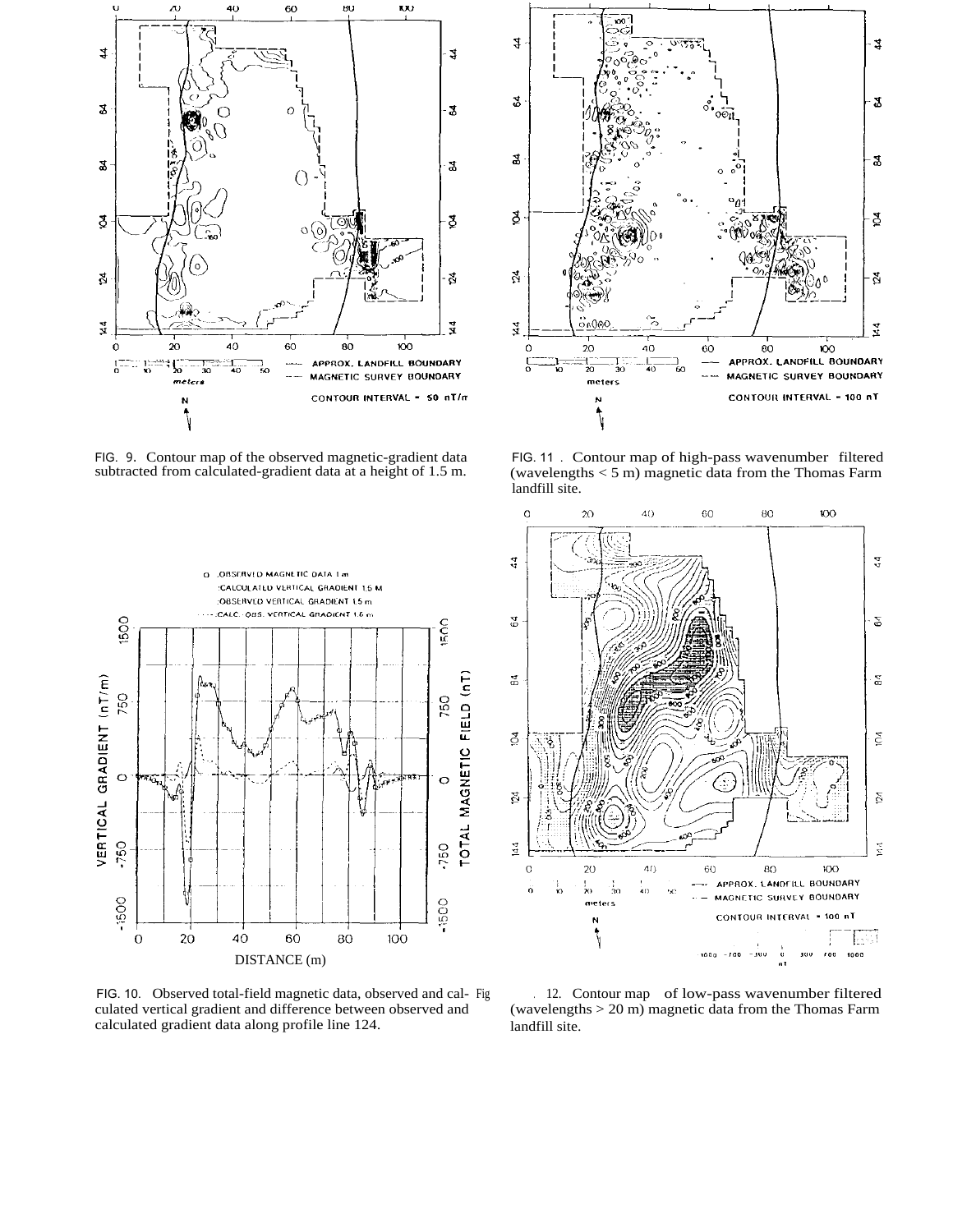0 20 40 60 80 100

44 64 84 104 124 144

APPROX. LANDFILL BOUNDARY

MAGNETIC SURVEY BOUNDARY

meters

N

CONTOUR INTERVAL = 50 nT/m

FIG. 9. Contour map of the observed magnetic-gradient data subtracted from calculated-gradient data at a height of 1.5 m.

0 20 40 60 80 100

44 64 84 104 124 144

APPROX. LANDFILL BOUNDARY

MAGNETIC SURVEY BOUNDARY

meters

N

CONTOUR INTERVAL = 100 nT

FIG. 11. Contour map of high-pass wavenumber filtered (wavelengths < 5 m) magnetic data from the Thomas Farm landfill site.

OBSERVED MAGNETIC DATA 1 m

CALCULATED VERTICAL GRADIENT 1.5 M

OBSERVED VERTICAL GRADIENT 1.5 m

CALC.-OBS. VERTICAL GRADIENT 1.5 m

VERTICAL GRADIENT (nT/m)

TOTAL MAGNETIC FIELD (nT)

1500 750 0 -750 -1500

0 20 40 60 80 100

DISTANCE (m)

FIG. 10. Observed total-field magnetic data, observed and calculated vertical gradient and difference between observed and calculated gradient data along profile line 124.

0 20 40 60 80 100

44 64 84 104 124 144

APPROX. LANDFILL BOUNDARY

MAGNETIC SURVEY BOUNDARY

meters

N

CONTOUR INTERVAL = 100 nT

-1000 -700 -300 0 300 700 1000

nT

Fig. 12. Contour map of low-pass wavenumber filtered (wavelengths > 20 m) magnetic data from the Thomas Farm landfill site.